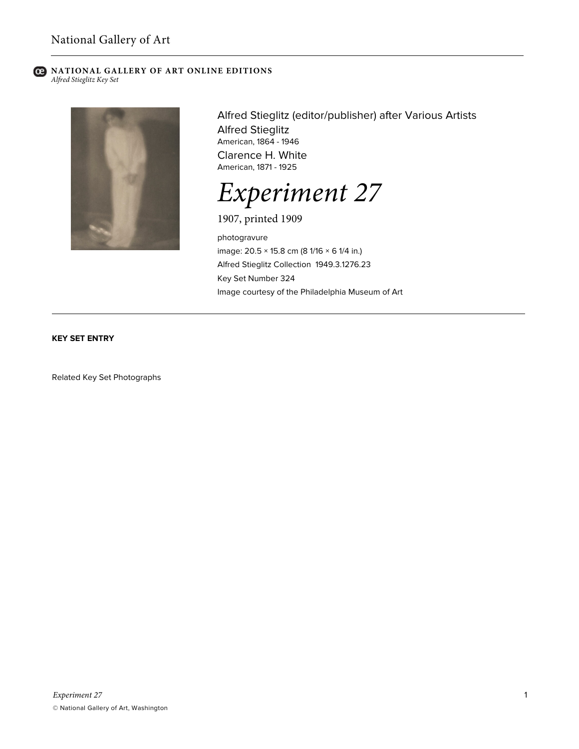# National Gallery of Art

**NATIONAL GALLERY OF ART ONLINE EDITIONS**
*Alfred Stieglitz Key Set*

Alfred Stieglitz (editor/publisher) after Various Artists

Alfred Stieglitz
American, 1864 - 1946

Clarence H. White
American, 1871 - 1925

# *Experiment 27*

1907, printed 1909

photogravure
image: 20.5 × 15.8 cm (8 1/16 × 6 1/4 in.)
Alfred Stieglitz Collection 1949.3.1276.23
Key Set Number 324
Image courtesy of the Philadelphia Museum of Art

---

**KEY SET ENTRY**

Related Key Set Photographs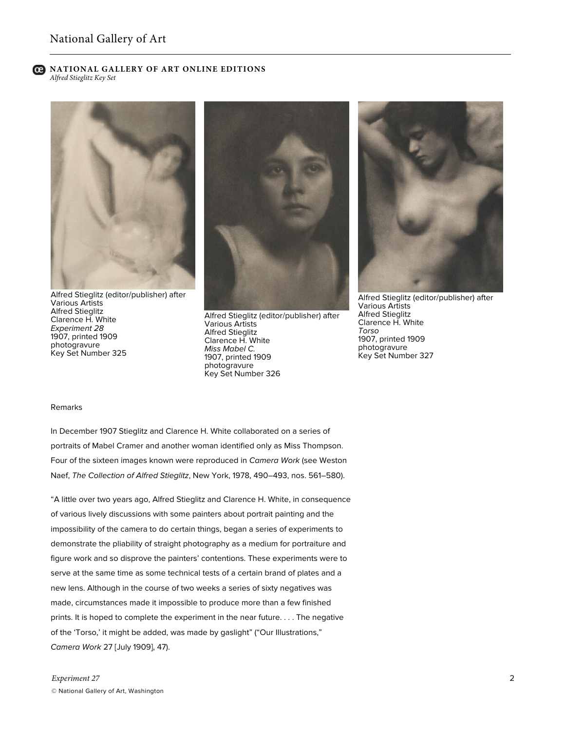Alfred Stieglitz (editor/publisher) after Various Artists
Alfred Stieglitz
Clarence H. White
*Experiment 28*
1907, printed 1909
photogravure
Key Set Number 325

Alfred Stieglitz (editor/publisher) after Various Artists
Alfred Stieglitz
Clarence H. White
*Miss Mabel C.*
1907, printed 1909
photogravure
Key Set Number 326

Alfred Stieglitz (editor/publisher) after Various Artists
Alfred Stieglitz
Clarence H. White
*Torso*
1907, printed 1909
photogravure
Key Set Number 327

Remarks

In December 1907 Stieglitz and Clarence H. White collaborated on a series of portraits of Mabel Cramer and another woman identified only as Miss Thompson. Four of the sixteen images known were reproduced in *Camera Work* (see Weston Naef, *The Collection of Alfred Stieglitz*, New York, 1978, 490–493, nos. 561–580).

"A little over two years ago, Alfred Stieglitz and Clarence H. White, in consequence of various lively discussions with some painters about portrait painting and the impossibility of the camera to do certain things, began a series of experiments to demonstrate the pliability of straight photography as a medium for portraiture and figure work and so disprove the painters' contentions. These experiments were to serve at the same time as some technical tests of a certain brand of plates and a new lens. Although in the course of two weeks a series of sixty negatives was made, circumstances made it impossible to produce more than a few finished prints. It is hoped to complete the experiment in the near future. . . . The negative of the 'Torso,' it might be added, was made by gaslight" ("Our Illustrations," *Camera Work* 27 [July 1909], 47).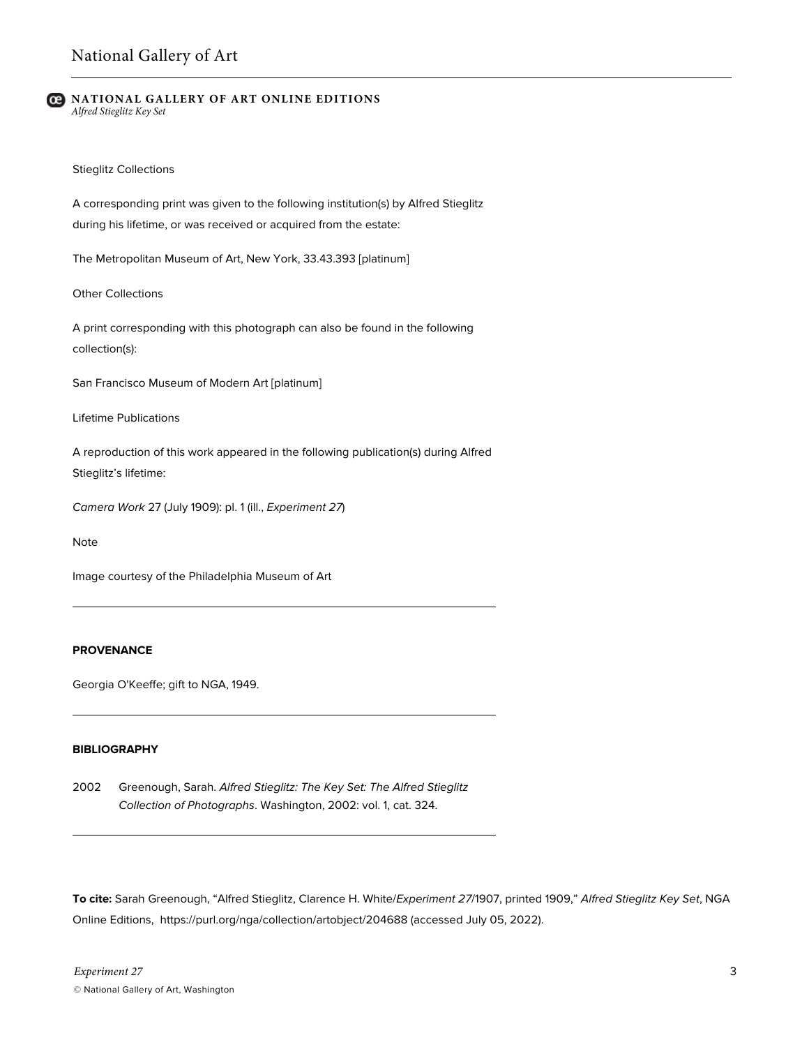Stieglitz Collections

A corresponding print was given to the following institution(s) by Alfred Stieglitz during his lifetime, or was received or acquired from the estate:

The Metropolitan Museum of Art, New York, 33.43.393 [platinum]

Other Collections

A print corresponding with this photograph can also be found in the following collection(s):

San Francisco Museum of Modern Art [platinum]

Lifetime Publications

A reproduction of this work appeared in the following publication(s) during Alfred Stieglitz's lifetime:

*Camera Work* 27 (July 1909): pl. 1 (ill., *Experiment 27*)

Note

Image courtesy of the Philadelphia Museum of Art

---

**PROVENANCE**

Georgia O'Keeffe; gift to NGA, 1949.

---

**BIBLIOGRAPHY**

2002 Greenough, Sarah. *Alfred Stieglitz: The Key Set: The Alfred Stieglitz Collection of Photographs*. Washington, 2002: vol. 1, cat. 324.

---

**To cite:** Sarah Greenough, "Alfred Stieglitz, Clarence H. White/*Experiment 27*/1907, printed 1909," *Alfred Stieglitz Key Set*, NGA Online Editions, https://purl.org/nga/collection/artobject/204688 (accessed July 05, 2022).